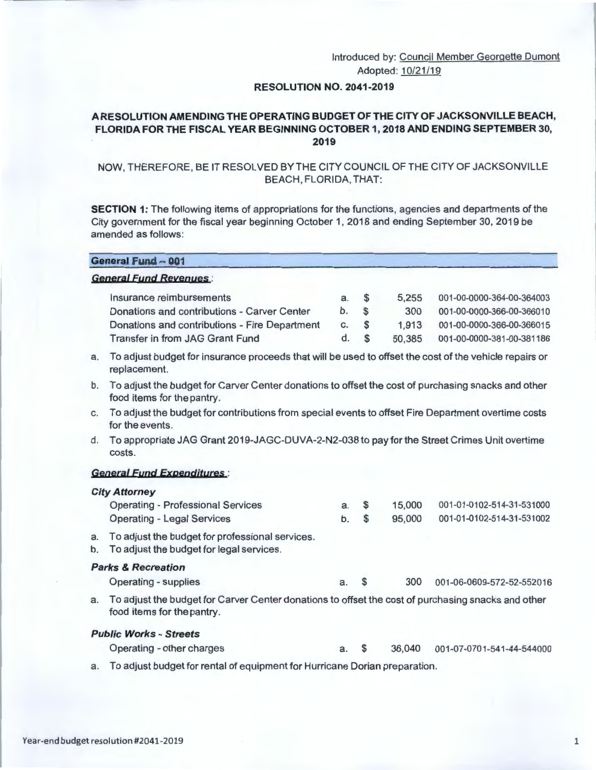Introduced by: Council Member Georgette Dumont
Adopted: 10/21/19

**RESOLUTION NO. 2041-2019**

**A RESOLUTION AMENDING THE OPERATING BUDGET OF THE CITY OF JACKSONVILLE BEACH, FLORIDA FOR THE FISCAL YEAR BEGINNING OCTOBER 1, 2018 AND ENDING SEPTEMBER 30, 2019**

NOW, THEREFORE, BE IT RESOLVED BY THE CITY COUNCIL OF THE CITY OF JACKSONVILLE BEACH, FLORIDA, THAT:

**SECTION 1:** The following items of appropriations for the functions, agencies and departments of the City government for the fiscal year beginning October 1, 2018 and ending September 30, 2019 be amended as follows:

## General Fund – 001

***General Fund Revenues*:**

| | | | | |
|---|---|---|---|---|
| Insurance reimbursements | a. | $ | 5,255 | 001-00-0000-364-00-364003 |
| Donations and contributions - Carver Center | b. | $ | 300 | 001-00-0000-366-00-366010 |
| Donations and contributions - Fire Department | c. | $ | 1,913 | 001-00-0000-366-00-366015 |
| Transfer in from JAG Grant Fund | d. | $ | 50,385 | 001-00-0000-381-00-381186 |

a. To adjust budget for insurance proceeds that will be used to offset the cost of the vehicle repairs or replacement.

b. To adjust the budget for Carver Center donations to offset the cost of purchasing snacks and other food items for the pantry.

c. To adjust the budget for contributions from special events to offset Fire Department overtime costs for the events.

d. To appropriate JAG Grant 2019-JAGC-DUVA-2-N2-038 to pay for the Street Crimes Unit overtime costs.

***General Fund Expenditures*:**

***City Attorney***

| | | | | |
|---|---|---|---|---|
| Operating - Professional Services | a. | $ | 15,000 | 001-01-0102-514-31-531000 |
| Operating - Legal Services | b. | $ | 95,000 | 001-01-0102-514-31-531002 |

a. To adjust the budget for professional services.

b. To adjust the budget for legal services.

***Parks & Recreation***

| | | | | |
|---|---|---|---|---|
| Operating - supplies | a. | $ | 300 | 001-06-0609-572-52-552016 |

a. To adjust the budget for Carver Center donations to offset the cost of purchasing snacks and other food items for the pantry.

***Public Works - Streets***

| | | | | |
|---|---|---|---|---|
| Operating - other charges | a. | $ | 36,040 | 001-07-0701-541-44-544000 |

a. To adjust budget for rental of equipment for Hurricane Dorian preparation.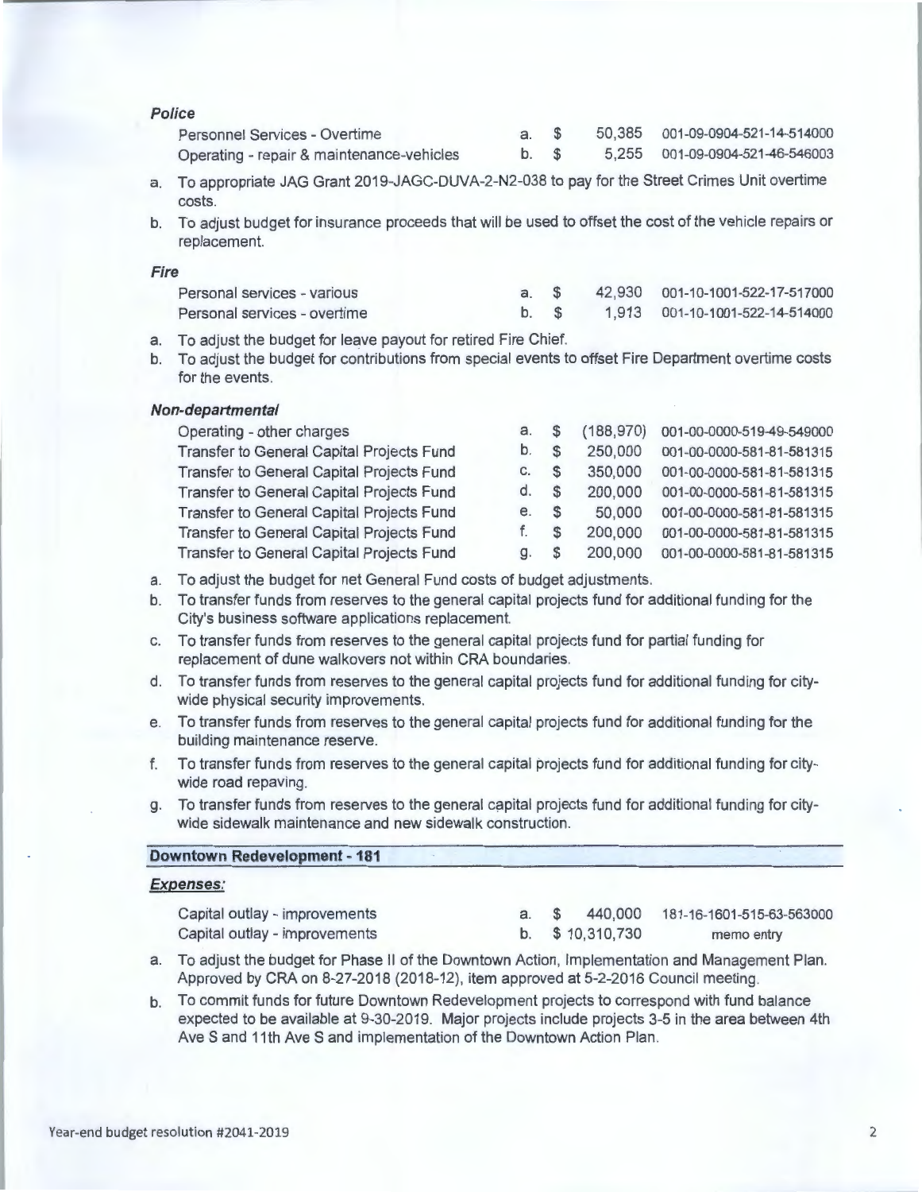***Police***

| | | | |
|---|---|---|---|
| Personnel Services - Overtime | a. | $ 50,385 | 001-09-0904-521-14-514000 |
| Operating - repair & maintenance-vehicles | b. | $ 5,255 | 001-09-0904-521-46-546003 |

a. To appropriate JAG Grant 2019-JAGC-DUVA-2-N2-038 to pay for the Street Crimes Unit overtime costs.

b. To adjust budget for insurance proceeds that will be used to offset the cost of the vehicle repairs or replacement.

***Fire***

| | | | |
|---|---|---|---|
| Personal services - various | a. | $ 42,930 | 001-10-1001-522-17-517000 |
| Personal services - overtime | b. | $ 1,913 | 001-10-1001-522-14-514000 |

a. To adjust the budget for leave payout for retired Fire Chief.

b. To adjust the budget for contributions from special events to offset Fire Department overtime costs for the events.

***Non-departmental***

| | | | |
|---|---|---|---|
| Operating - other charges | a. | $ (188,970) | 001-00-0000-519-49-549000 |
| Transfer to General Capital Projects Fund | b. | $ 250,000 | 001-00-0000-581-81-581315 |
| Transfer to General Capital Projects Fund | c. | $ 350,000 | 001-00-0000-581-81-581315 |
| Transfer to General Capital Projects Fund | d. | $ 200,000 | 001-00-0000-581-81-581315 |
| Transfer to General Capital Projects Fund | e. | $ 50,000 | 001-00-0000-581-81-581315 |
| Transfer to General Capital Projects Fund | f. | $ 200,000 | 001-00-0000-581-81-581315 |
| Transfer to General Capital Projects Fund | g. | $ 200,000 | 001-00-0000-581-81-581315 |

a. To adjust the budget for net General Fund costs of budget adjustments.

b. To transfer funds from reserves to the general capital projects fund for additional funding for the City's business software applications replacement.

c. To transfer funds from reserves to the general capital projects fund for partial funding for replacement of dune walkovers not within CRA boundaries.

d. To transfer funds from reserves to the general capital projects fund for additional funding for city-wide physical security improvements.

e. To transfer funds from reserves to the general capital projects fund for additional funding for the building maintenance reserve.

f. To transfer funds from reserves to the general capital projects fund for additional funding for city-wide road repaving.

g. To transfer funds from reserves to the general capital projects fund for additional funding for city-wide sidewalk maintenance and new sidewalk construction.

**Downtown Redevelopment - 181**

***Expenses:***

| | | | |
|---|---|---|---|
| Capital outlay - improvements | a. | $ 440,000 | 181-16-1601-515-63-563000 |
| Capital outlay - improvements | b. | $ 10,310,730 | memo entry |

a. To adjust the budget for Phase II of the Downtown Action, Implementation and Management Plan. Approved by CRA on 8-27-2018 (2018-12), item approved at 5-2-2016 Council meeting.

b. To commit funds for future Downtown Redevelopment projects to correspond with fund balance expected to be available at 9-30-2019. Major projects include projects 3-5 in the area between 4th Ave S and 11th Ave S and implementation of the Downtown Action Plan.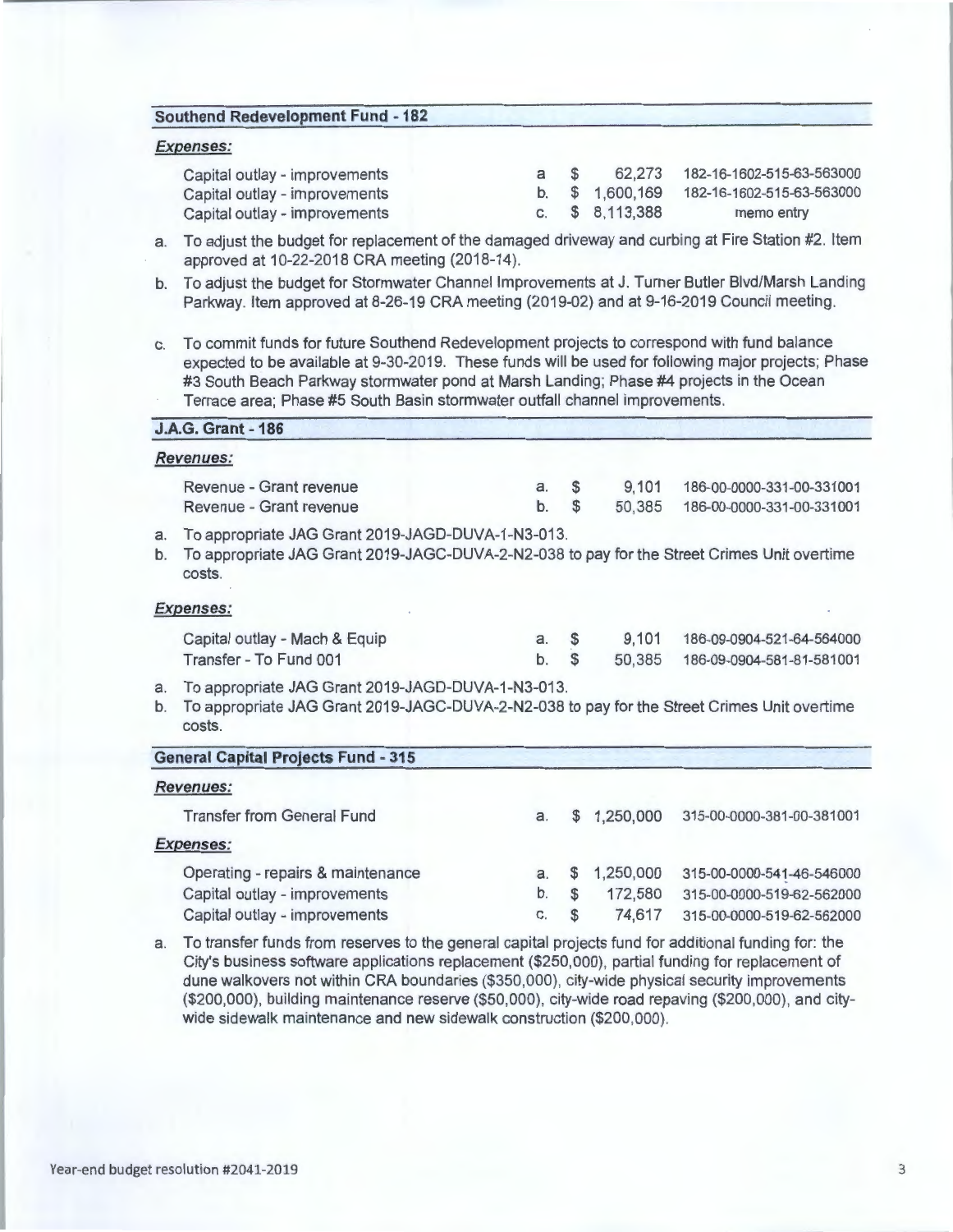## Southend Redevelopment Fund - 182

### *Expenses:*

| | | | |
|---|---|---|---|
| Capital outlay - improvements | a | $ 62,273 | 182-16-1602-515-63-563000 |
| Capital outlay - improvements | b. | $ 1,600,169 | 182-16-1602-515-63-563000 |
| Capital outlay - improvements | c. | $ 8,113,388 | memo entry |

a. To adjust the budget for replacement of the damaged driveway and curbing at Fire Station #2. Item approved at 10-22-2018 CRA meeting (2018-14).

b. To adjust the budget for Stormwater Channel Improvements at J. Turner Butler Blvd/Marsh Landing Parkway. Item approved at 8-26-19 CRA meeting (2019-02) and at 9-16-2019 Council meeting.

c. To commit funds for future Southend Redevelopment projects to correspond with fund balance expected to be available at 9-30-2019. These funds will be used for following major projects; Phase #3 South Beach Parkway stormwater pond at Marsh Landing; Phase #4 projects in the Ocean Terrace area; Phase #5 South Basin stormwater outfall channel improvements.

## J.A.G. Grant - 186

### *Revenues:*

| | | | |
|---|---|---|---|
| Revenue - Grant revenue | a. | $ 9,101 | 186-00-0000-331-00-331001 |
| Revenue - Grant revenue | b. | $ 50,385 | 186-00-0000-331-00-331001 |

a. To appropriate JAG Grant 2019-JAGD-DUVA-1-N3-013.

b. To appropriate JAG Grant 2019-JAGC-DUVA-2-N2-038 to pay for the Street Crimes Unit overtime costs.

### *Expenses:*

| | | | |
|---|---|---|---|
| Capital outlay - Mach & Equip | a. | $ 9,101 | 186-09-0904-521-64-564000 |
| Transfer - To Fund 001 | b. | $ 50,385 | 186-09-0904-581-81-581001 |

a. To appropriate JAG Grant 2019-JAGD-DUVA-1-N3-013.

b. To appropriate JAG Grant 2019-JAGC-DUVA-2-N2-038 to pay for the Street Crimes Unit overtime costs.

## General Capital Projects Fund - 315

### *Revenues:*

| | | | |
|---|---|---|---|
| Transfer from General Fund | a. | $ 1,250,000 | 315-00-0000-381-00-381001 |

### *Expenses:*

| | | | |
|---|---|---|---|
| Operating - repairs & maintenance | a. | $ 1,250,000 | 315-00-0000-541-46-546000 |
| Capital outlay - improvements | b. | $ 172,580 | 315-00-0000-519-62-562000 |
| Capital outlay - improvements | c. | $ 74,617 | 315-00-0000-519-62-562000 |

a. To transfer funds from reserves to the general capital projects fund for additional funding for: the City's business software applications replacement ($250,000), partial funding for replacement of dune walkovers not within CRA boundaries ($350,000), city-wide physical security improvements ($200,000), building maintenance reserve ($50,000), city-wide road repaving ($200,000), and city-wide sidewalk maintenance and new sidewalk construction ($200,000).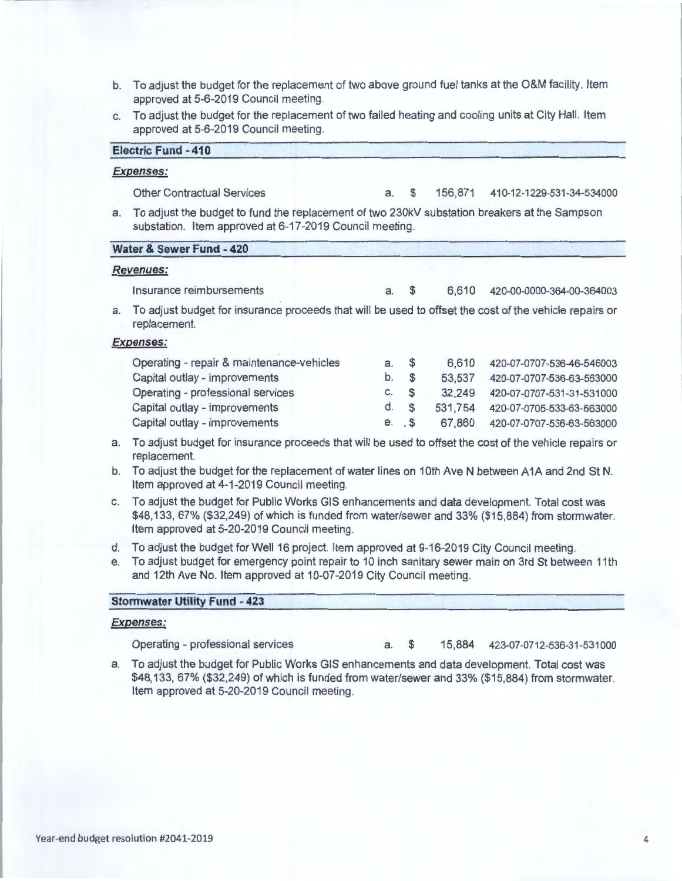b. To adjust the budget for the replacement of two above ground fuel tanks at the O&M facility. Item approved at 5-6-2019 Council meeting.

c. To adjust the budget for the replacement of two failed heating and cooling units at City Hall. Item approved at 5-6-2019 Council meeting.

## Electric Fund - 410

### *Expenses:*

| | | | | |
|---|---|---|---|---|
| Other Contractual Services | a. | $ | 156,871 | 410-12-1229-531-34-534000 |

a. To adjust the budget to fund the replacement of two 230kV substation breakers at the Sampson substation. Item approved at 6-17-2019 Council meeting.

## Water & Sewer Fund - 420

### *Revenues:*

| | | | | |
|---|---|---|---|---|
| Insurance reimbursements | a. | $ | 6,610 | 420-00-0000-364-00-364003 |

a. To adjust budget for insurance proceeds that will be used to offset the cost of the vehicle repairs or replacement.

### *Expenses:*

| | | | | |
|---|---|---|---|---|
| Operating - repair & maintenance-vehicles | a. | $ | 6,610 | 420-07-0707-536-46-546003 |
| Capital outlay - improvements | b. | $ | 53,537 | 420-07-0707-536-63-563000 |
| Operating - professional services | c. | $ | 32,249 | 420-07-0707-531-31-531000 |
| Capital outlay - improvements | d. | $ | 531,754 | 420-07-0705-533-63-563000 |
| Capital outlay - improvements | e. | $ | 67,860 | 420-07-0707-536-63-563000 |

a. To adjust budget for insurance proceeds that will be used to offset the cost of the vehicle repairs or replacement.

b. To adjust the budget for the replacement of water lines on 10th Ave N between A1A and 2nd St N. Item approved at 4-1-2019 Council meeting.

c. To adjust the budget for Public Works GIS enhancements and data development. Total cost was $48,133, 67% ($32,249) of which is funded from water/sewer and 33% ($15,884) from stormwater. Item approved at 5-20-2019 Council meeting.

d. To adjust the budget for Well 16 project. Item approved at 9-16-2019 City Council meeting.

e. To adjust budget for emergency point repair to 10 inch sanitary sewer main on 3rd St between 11th and 12th Ave No. Item approved at 10-07-2019 City Council meeting.

## Stormwater Utility Fund - 423

### *Expenses:*

| | | | | |
|---|---|---|---|---|
| Operating - professional services | a. | $ | 15,884 | 423-07-0712-536-31-531000 |

a. To adjust the budget for Public Works GIS enhancements and data development. Total cost was $48,133, 67% ($32,249) of which is funded from water/sewer and 33% ($15,884) from stormwater. Item approved at 5-20-2019 Council meeting.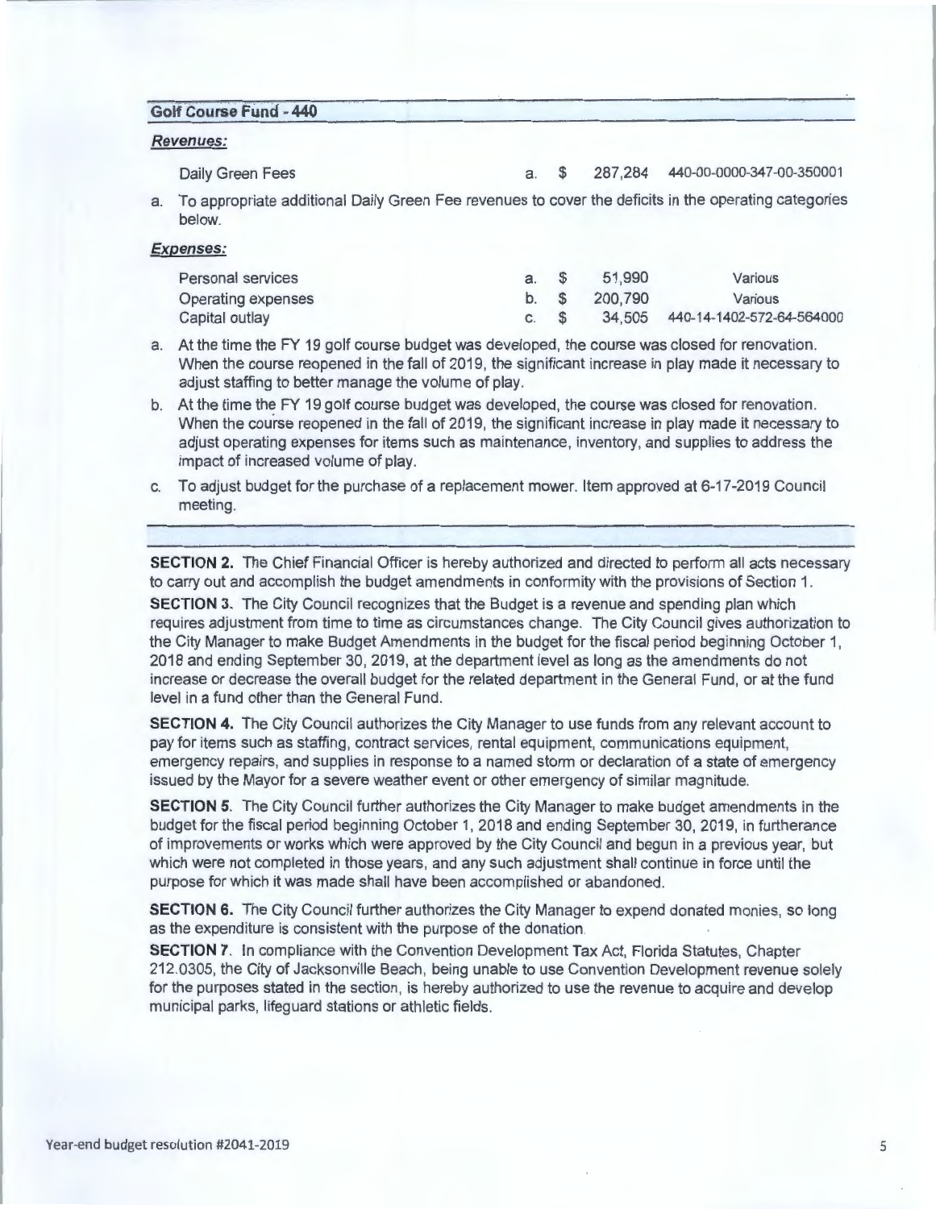## Golf Course Fund - 440

***Revenues:***

| | | | | |
|---|---|---|---|---|
| Daily Green Fees | a. | $ | 287,284 | 440-00-0000-347-00-350001 |

a. To appropriate additional Daily Green Fee revenues to cover the deficits in the operating categories below.

***Expenses:***

| | | | | |
|---|---|---|---|---|
| Personal services | a. | $ | 51,990 | Various |
| Operating expenses | b. | $ | 200,790 | Various |
| Capital outlay | c. | $ | 34,505 | 440-14-1402-572-64-564000 |

a. At the time the FY 19 golf course budget was developed, the course was closed for renovation. When the course reopened in the fall of 2019, the significant increase in play made it necessary to adjust staffing to better manage the volume of play.

b. At the time the FY 19 golf course budget was developed, the course was closed for renovation. When the course reopened in the fall of 2019, the significant increase in play made it necessary to adjust operating expenses for items such as maintenance, inventory, and supplies to address the impact of increased volume of play.

c. To adjust budget for the purchase of a replacement mower. Item approved at 6-17-2019 Council meeting.

**SECTION 2.** The Chief Financial Officer is hereby authorized and directed to perform all acts necessary to carry out and accomplish the budget amendments in conformity with the provisions of Section 1.

**SECTION 3.** The City Council recognizes that the Budget is a revenue and spending plan which requires adjustment from time to time as circumstances change. The City Council gives authorization to the City Manager to make Budget Amendments in the budget for the fiscal period beginning October 1, 2018 and ending September 30, 2019, at the department level as long as the amendments do not increase or decrease the overall budget for the related department in the General Fund, or at the fund level in a fund other than the General Fund.

**SECTION 4.** The City Council authorizes the City Manager to use funds from any relevant account to pay for items such as staffing, contract services, rental equipment, communications equipment, emergency repairs, and supplies in response to a named storm or declaration of a state of emergency issued by the Mayor for a severe weather event or other emergency of similar magnitude.

**SECTION 5.** The City Council further authorizes the City Manager to make budget amendments in the budget for the fiscal period beginning October 1, 2018 and ending September 30, 2019, in furtherance of improvements or works which were approved by the City Council and begun in a previous year, but which were not completed in those years, and any such adjustment shall continue in force until the purpose for which it was made shall have been accomplished or abandoned.

**SECTION 6.** The City Council further authorizes the City Manager to expend donated monies, so long as the expenditure is consistent with the purpose of the donation.

**SECTION 7.** In compliance with the Convention Development Tax Act, Florida Statutes, Chapter 212.0305, the City of Jacksonville Beach, being unable to use Convention Development revenue solely for the purposes stated in the section, is hereby authorized to use the revenue to acquire and develop municipal parks, lifeguard stations or athletic fields.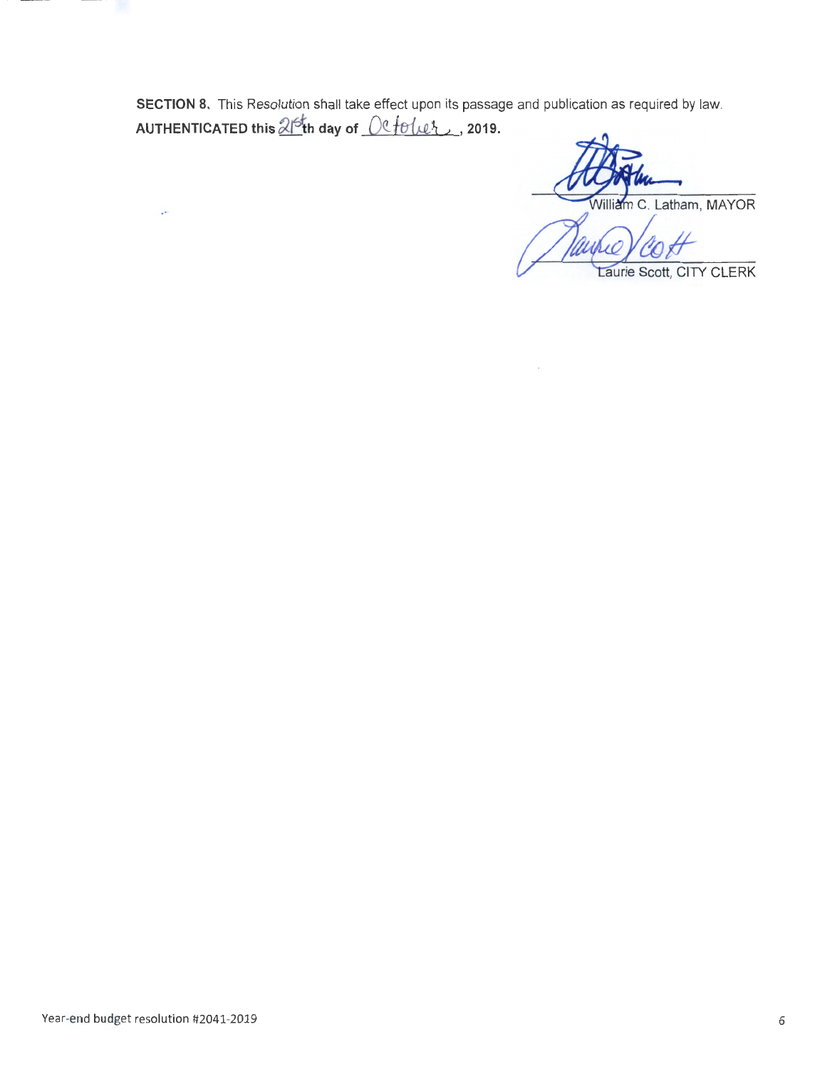**SECTION 8.** This Resolution shall take effect upon its passage and publication as required by law.

**AUTHENTICATED this 21st day of October, 2019.**

William C. Latham, MAYOR

Laurie Scott, CITY CLERK

Year-end budget resolution #2041-2019